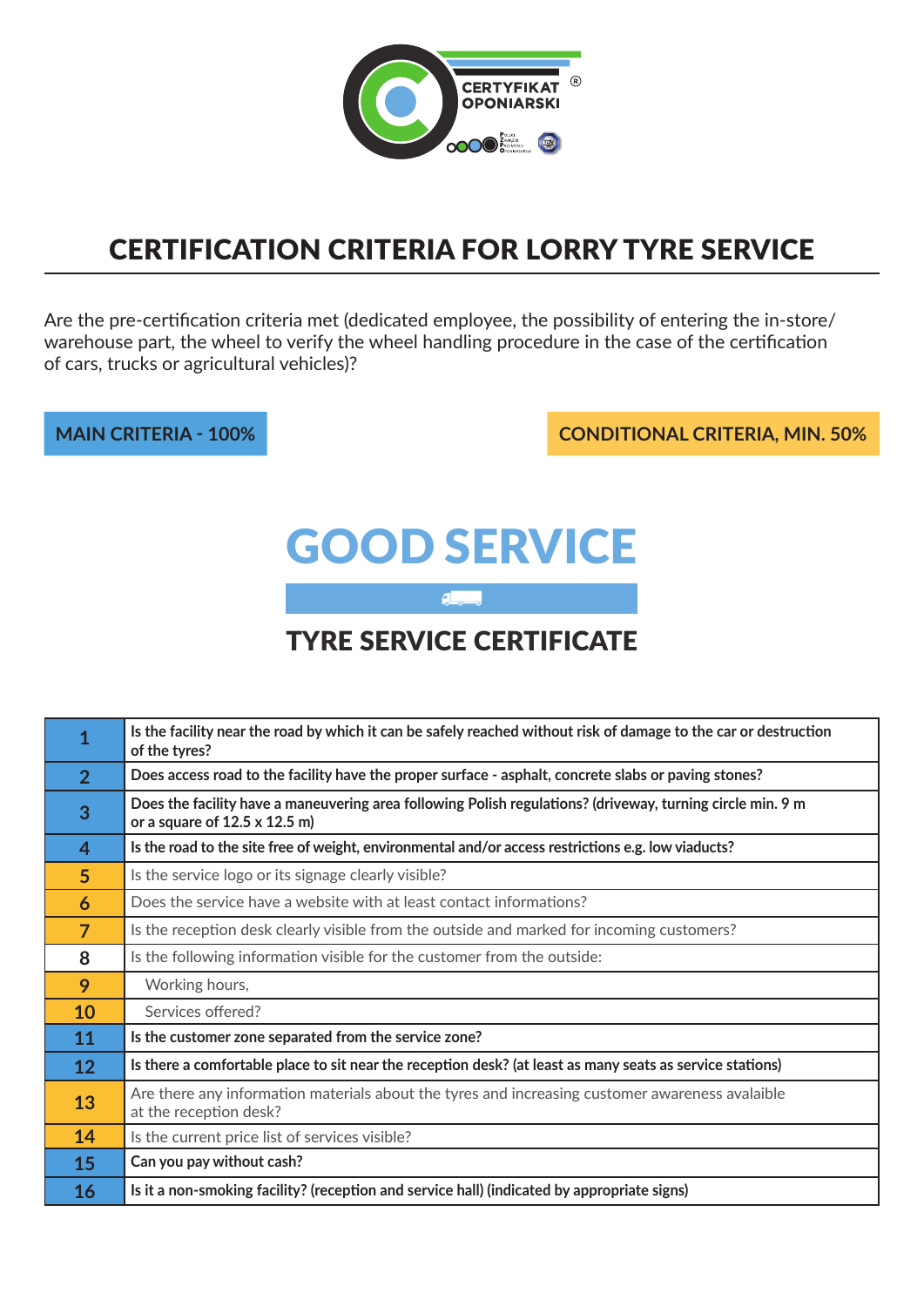CERTYFIKAT OPONIARSKI ®

# CERTIFICATION CRITERIA FOR LORRY TYRE SERVICE

Are the pre-certification criteria met (dedicated employee, the possibility of entering the in-store/ warehouse part, the wheel to verify the wheel handling procedure in the case of the certification of cars, trucks or agricultural vehicles)?

**MAIN CRITERIA - 100%**

**CONDITIONAL CRITERIA, MIN. 50%**

# GOOD SERVICE

## TYRE SERVICE CERTIFICATE

| No. | Criterion |
|---|---|
| 1 | **Is the facility near the road by which it can be safely reached without risk of damage to the car or destruction of the tyres?** |
| 2 | **Does access road to the facility have the proper surface - asphalt, concrete slabs or paving stones?** |
| 3 | **Does the facility have a maneuvering area following Polish regulations? (driveway, turning circle min. 9 m or a square of 12.5 x 12.5 m)** |
| 4 | **Is the road to the site free of weight, environmental and/or access restrictions e.g. low viaducts?** |
| 5 | Is the service logo or its signage clearly visible? |
| 6 | Does the service have a website with at least contact informations? |
| 7 | Is the reception desk clearly visible from the outside and marked for incoming customers? |
| 8 | Is the following information visible for the customer from the outside: |
| 9 | Working hours, |
| 10 | Services offered? |
| 11 | **Is the customer zone separated from the service zone?** |
| 12 | **Is there a comfortable place to sit near the reception desk? (at least as many seats as service stations)** |
| 13 | Are there any information materials about the tyres and increasing customer awareness avalaible at the reception desk? |
| 14 | Is the current price list of services visible? |
| 15 | **Can you pay without cash?** |
| 16 | **Is it a non-smoking facility? (reception and service hall) (indicated by appropriate signs)** |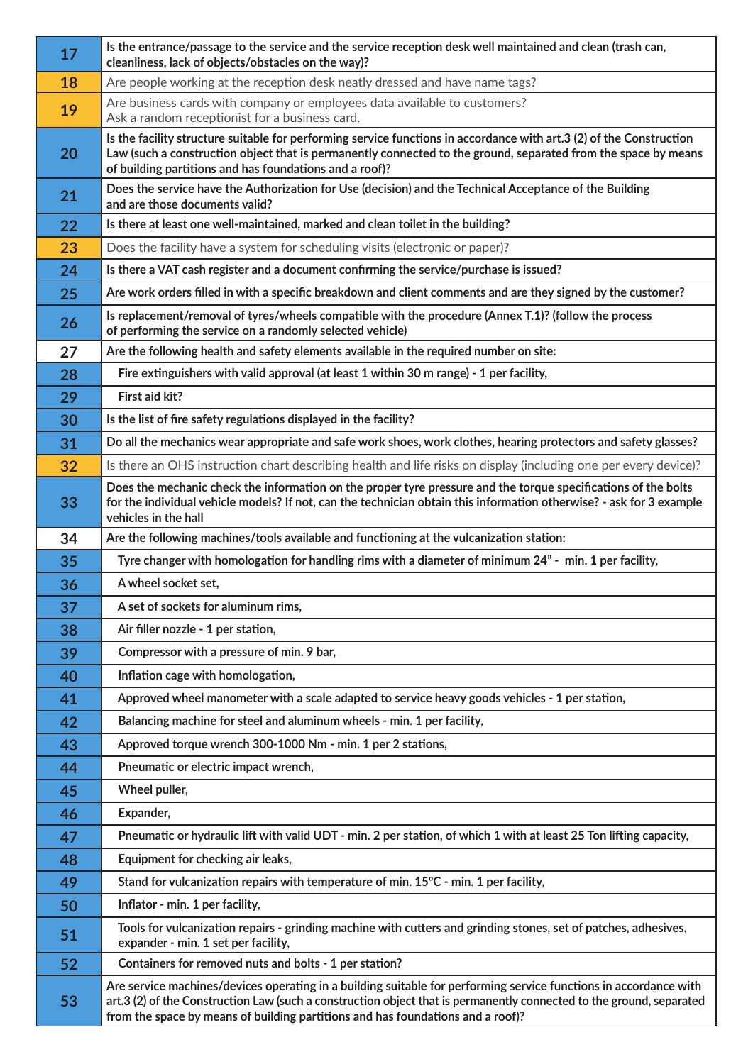| | |
|---|---|
| 17 | **Is the entrance/passage to the service and the service reception desk well maintained and clean (trash can, cleanliness, lack of objects/obstacles on the way)?** |
| 18 | Are people working at the reception desk neatly dressed and have name tags? |
| 19 | Are business cards with company or employees data available to customers? Ask a random receptionist for a business card. |
| 20 | **Is the facility structure suitable for performing service functions in accordance with art.3 (2) of the Construction Law (such a construction object that is permanently connected to the ground, separated from the space by means of building partitions and has foundations and a roof)?** |
| 21 | **Does the service have the Authorization for Use (decision) and the Technical Acceptance of the Building and are those documents valid?** |
| 22 | **Is there at least one well-maintained, marked and clean toilet in the building?** |
| 23 | Does the facility have a system for scheduling visits (electronic or paper)? |
| 24 | **Is there a VAT cash register and a document confirming the service/purchase is issued?** |
| 25 | **Are work orders filled in with a specific breakdown and client comments and are they signed by the customer?** |
| 26 | **Is replacement/removal of tyres/wheels compatible with the procedure (Annex T.1)? (follow the process of performing the service on a randomly selected vehicle)** |
| 27 | **Are the following health and safety elements available in the required number on site:** |
| 28 | **Fire extinguishers with valid approval (at least 1 within 30 m range) - 1 per facility,** |
| 29 | **First aid kit?** |
| 30 | **Is the list of fire safety regulations displayed in the facility?** |
| 31 | **Do all the mechanics wear appropriate and safe work shoes, work clothes, hearing protectors and safety glasses?** |
| 32 | Is there an OHS instruction chart describing health and life risks on display (including one per every device)? |
| 33 | **Does the mechanic check the information on the proper tyre pressure and the torque specifications of the bolts for the individual vehicle models? If not, can the technician obtain this information otherwise? - ask for 3 example vehicles in the hall** |
| 34 | **Are the following machines/tools available and functioning at the vulcanization station:** |
| 35 | **Tyre changer with homologation for handling rims with a diameter of minimum 24" - min. 1 per facility,** |
| 36 | **A wheel socket set,** |
| 37 | **A set of sockets for aluminum rims,** |
| 38 | **Air filler nozzle - 1 per station,** |
| 39 | **Compressor with a pressure of min. 9 bar,** |
| 40 | **Inflation cage with homologation,** |
| 41 | **Approved wheel manometer with a scale adapted to service heavy goods vehicles - 1 per station,** |
| 42 | **Balancing machine for steel and aluminum wheels - min. 1 per facility,** |
| 43 | **Approved torque wrench 300-1000 Nm - min. 1 per 2 stations,** |
| 44 | **Pneumatic or electric impact wrench,** |
| 45 | **Wheel puller,** |
| 46 | **Expander,** |
| 47 | **Pneumatic or hydraulic lift with valid UDT - min. 2 per station, of which 1 with at least 25 Ton lifting capacity,** |
| 48 | **Equipment for checking air leaks,** |
| 49 | **Stand for vulcanization repairs with temperature of min. 15°C - min. 1 per facility,** |
| 50 | **Inflator - min. 1 per facility,** |
| 51 | **Tools for vulcanization repairs - grinding machine with cutters and grinding stones, set of patches, adhesives, expander - min. 1 set per facility,** |
| 52 | **Containers for removed nuts and bolts - 1 per station?** |
| 53 | **Are service machines/devices operating in a building suitable for performing service functions in accordance with art.3 (2) of the Construction Law (such a construction object that is permanently connected to the ground, separated from the space by means of building partitions and has foundations and a roof)?** |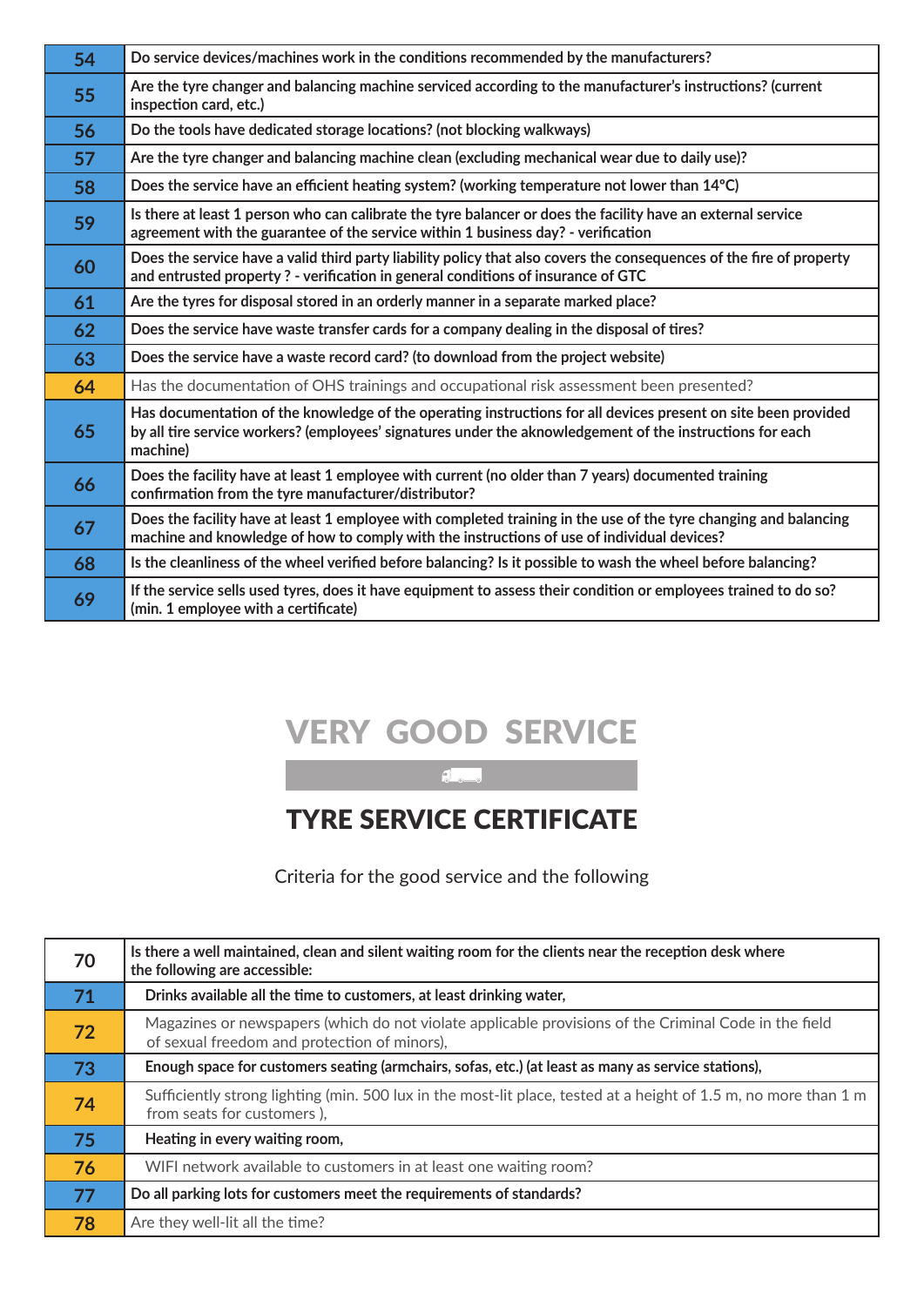| | |
|---|---|
| 54 | **Do service devices/machines work in the conditions recommended by the manufacturers?** |
| 55 | **Are the tyre changer and balancing machine serviced according to the manufacturer's instructions? (current inspection card, etc.)** |
| 56 | **Do the tools have dedicated storage locations? (not blocking walkways)** |
| 57 | **Are the tyre changer and balancing machine clean (excluding mechanical wear due to daily use)?** |
| 58 | **Does the service have an efficient heating system? (working temperature not lower than 14°C)** |
| 59 | **Is there at least 1 person who can calibrate the tyre balancer or does the facility have an external service agreement with the guarantee of the service within 1 business day? - verification** |
| 60 | **Does the service have a valid third party liability policy that also covers the consequences of the fire of property and entrusted property ? - verification in general conditions of insurance of GTC** |
| 61 | **Are the tyres for disposal stored in an orderly manner in a separate marked place?** |
| 62 | **Does the service have waste transfer cards for a company dealing in the disposal of tires?** |
| 63 | **Does the service have a waste record card? (to download from the project website)** |
| 64 | Has the documentation of OHS trainings and occupational risk assessment been presented? |
| 65 | **Has documentation of the knowledge of the operating instructions for all devices present on site been provided by all tire service workers? (employees' signatures under the aknowledgement of the instructions for each machine)** |
| 66 | **Does the facility have at least 1 employee with current (no older than 7 years) documented training confirmation from the tyre manufacturer/distributor?** |
| 67 | **Does the facility have at least 1 employee with completed training in the use of the tyre changing and balancing machine and knowledge of how to comply with the instructions of use of individual devices?** |
| 68 | **Is the cleanliness of the wheel verified before balancing? Is it possible to wash the wheel before balancing?** |
| 69 | **If the service sells used tyres, does it have equipment to assess their condition or employees trained to do so? (min. 1 employee with a certificate)** |

# VERY GOOD SERVICE

# TYRE SERVICE CERTIFICATE

Criteria for the good service and the following

| | |
|---|---|
| 70 | **Is there a well maintained, clean and silent waiting room for the clients near the reception desk where the following are accessible:** |
| 71 | **Drinks available all the time to customers, at least drinking water,** |
| 72 | Magazines or newspapers (which do not violate applicable provisions of the Criminal Code in the field of sexual freedom and protection of minors), |
| 73 | **Enough space for customers seating (armchairs, sofas, etc.) (at least as many as service stations),** |
| 74 | Sufficiently strong lighting (min. 500 lux in the most-lit place, tested at a height of 1.5 m, no more than 1 m from seats for customers ), |
| 75 | **Heating in every waiting room,** |
| 76 | WIFI network available to customers in at least one waiting room? |
| 77 | **Do all parking lots for customers meet the requirements of standards?** |
| 78 | Are they well-lit all the time? |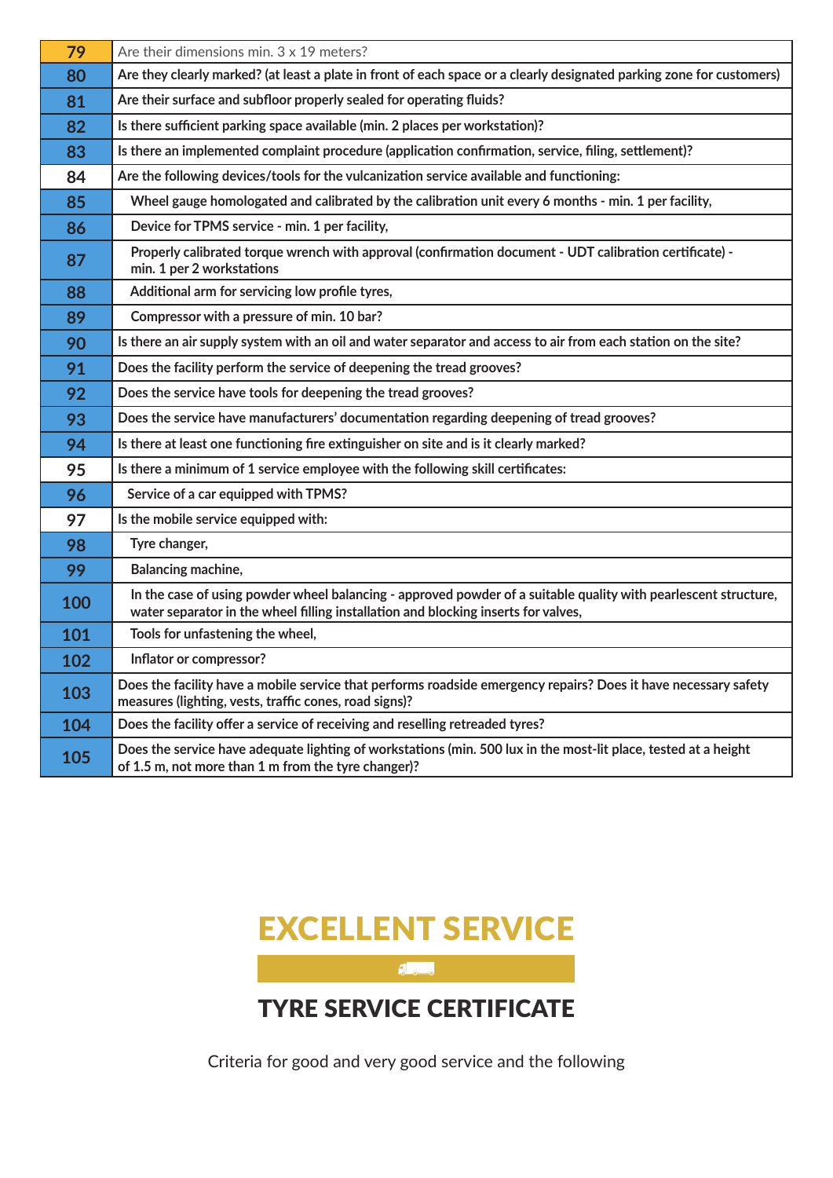| | |
|---|---|
| 79 | Are their dimensions min. 3 x 19 meters? |
| 80 | Are they clearly marked? (at least a plate in front of each space or a clearly designated parking zone for customers) |
| 81 | Are their surface and subfloor properly sealed for operating fluids? |
| 82 | Is there sufficient parking space available (min. 2 places per workstation)? |
| 83 | Is there an implemented complaint procedure (application confirmation, service, filing, settlement)? |
| 84 | Are the following devices/tools for the vulcanization service available and functioning: |
| 85 | Wheel gauge homologated and calibrated by the calibration unit every 6 months - min. 1 per facility, |
| 86 | Device for TPMS service - min. 1 per facility, |
| 87 | Properly calibrated torque wrench with approval (confirmation document - UDT calibration certificate) - min. 1 per 2 workstations |
| 88 | Additional arm for servicing low profile tyres, |
| 89 | Compressor with a pressure of min. 10 bar? |
| 90 | Is there an air supply system with an oil and water separator and access to air from each station on the site? |
| 91 | Does the facility perform the service of deepening the tread grooves? |
| 92 | Does the service have tools for deepening the tread grooves? |
| 93 | Does the service have manufacturers' documentation regarding deepening of tread grooves? |
| 94 | Is there at least one functioning fire extinguisher on site and is it clearly marked? |
| 95 | Is there a minimum of 1 service employee with the following skill certificates: |
| 96 | Service of a car equipped with TPMS? |
| 97 | Is the mobile service equipped with: |
| 98 | Tyre changer, |
| 99 | Balancing machine, |
| 100 | In the case of using powder wheel balancing - approved powder of a suitable quality with pearlescent structure, water separator in the wheel filling installation and blocking inserts for valves, |
| 101 | Tools for unfastening the wheel, |
| 102 | Inflator or compressor? |
| 103 | Does the facility have a mobile service that performs roadside emergency repairs? Does it have necessary safety measures (lighting, vests, traffic cones, road signs)? |
| 104 | Does the facility offer a service of receiving and reselling retreaded tyres? |
| 105 | Does the service have adequate lighting of workstations (min. 500 lux in the most-lit place, tested at a height of 1.5 m, not more than 1 m from the tyre changer)? |

# EXCELLENT SERVICE

## TYRE SERVICE CERTIFICATE

Criteria for good and very good service and the following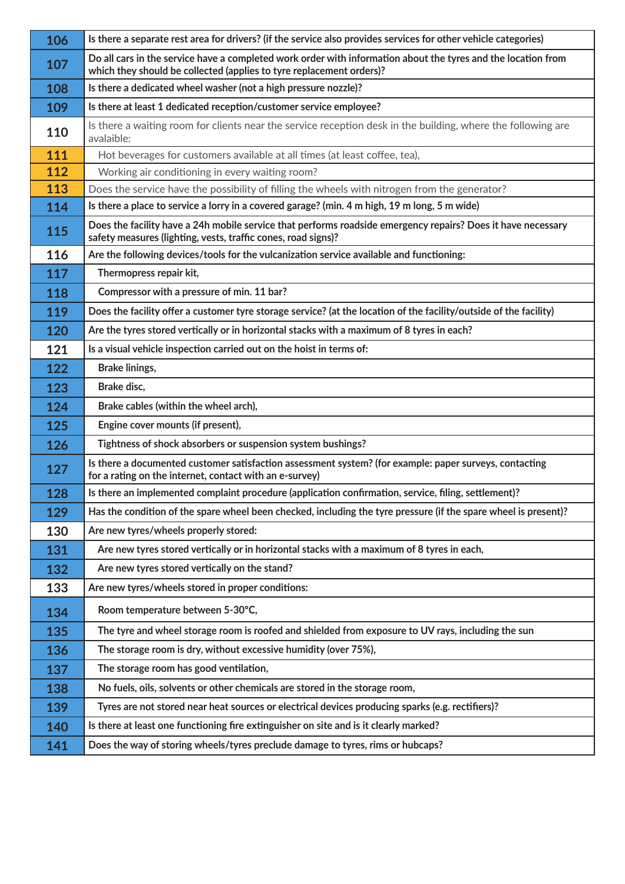| | |
|---|---|
| 106 | Is there a separate rest area for drivers? (if the service also provides services for other vehicle categories) |
| 107 | Do all cars in the service have a completed work order with information about the tyres and the location from which they should be collected (applies to tyre replacement orders)? |
| 108 | Is there a dedicated wheel washer (not a high pressure nozzle)? |
| 109 | Is there at least 1 dedicated reception/customer service employee? |
| 110 | Is there a waiting room for clients near the service reception desk in the building, where the following are avalaible: |
| 111 | Hot beverages for customers available at all times (at least coffee, tea), |
| 112 | Working air conditioning in every waiting room? |
| 113 | Does the service have the possibility of filling the wheels with nitrogen from the generator? |
| 114 | Is there a place to service a lorry in a covered garage? (min. 4 m high, 19 m long, 5 m wide) |
| 115 | Does the facility have a 24h mobile service that performs roadside emergency repairs? Does it have necessary safety measures (lighting, vests, traffic cones, road signs)? |
| 116 | Are the following devices/tools for the vulcanization service available and functioning: |
| 117 | Thermopress repair kit, |
| 118 | Compressor with a pressure of min. 11 bar? |
| 119 | Does the facility offer a customer tyre storage service? (at the location of the facility/outside of the facility) |
| 120 | Are the tyres stored vertically or in horizontal stacks with a maximum of 8 tyres in each? |
| 121 | Is a visual vehicle inspection carried out on the hoist in terms of: |
| 122 | Brake linings, |
| 123 | Brake disc, |
| 124 | Brake cables (within the wheel arch), |
| 125 | Engine cover mounts (if present), |
| 126 | Tightness of shock absorbers or suspension system bushings? |
| 127 | Is there a documented customer satisfaction assessment system? (for example: paper surveys, contacting for a rating on the internet, contact with an e-survey) |
| 128 | Is there an implemented complaint procedure (application confirmation, service, filing, settlement)? |
| 129 | Has the condition of the spare wheel been checked, including the tyre pressure (if the spare wheel is present)? |
| 130 | Are new tyres/wheels properly stored: |
| 131 | Are new tyres stored vertically or in horizontal stacks with a maximum of 8 tyres in each, |
| 132 | Are new tyres stored vertically on the stand? |
| 133 | Are new tyres/wheels stored in proper conditions: |
| 134 | Room temperature between 5-30°C, |
| 135 | The tyre and wheel storage room is roofed and shielded from exposure to UV rays, including the sun |
| 136 | The storage room is dry, without excessive humidity (over 75%), |
| 137 | The storage room has good ventilation, |
| 138 | No fuels, oils, solvents or other chemicals are stored in the storage room, |
| 139 | Tyres are not stored near heat sources or electrical devices producing sparks (e.g. rectifiers)? |
| 140 | Is there at least one functioning fire extinguisher on site and is it clearly marked? |
| 141 | Does the way of storing wheels/tyres preclude damage to tyres, rims or hubcaps? |